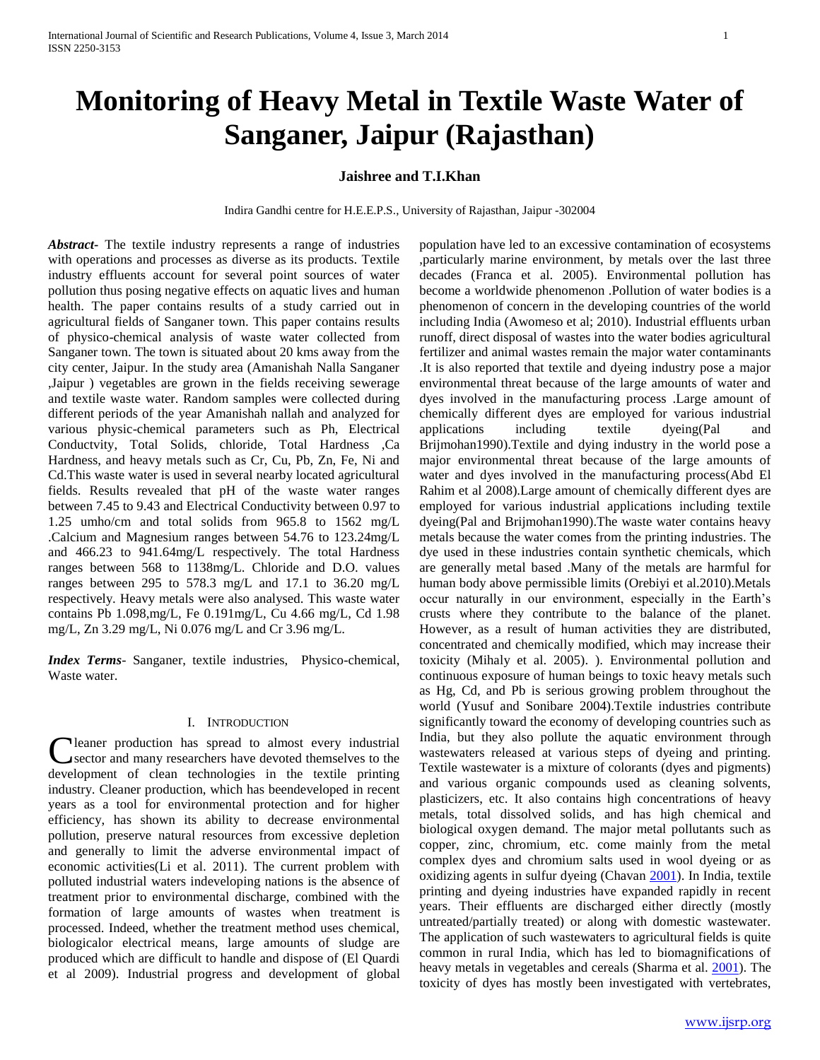# Monitoring of Heavy Metal in Textile Waste Water of Sanganer, Jaipur (Rajasthan)

**Jaishree and T.I.Khan**

Indira Gandhi centre for H.E.E.P.S., University of Rajasthan, Jaipur -302004

***Abstract***- The textile industry represents a range of industries with operations and processes as diverse as its products. Textile industry effluents account for several point sources of water pollution thus posing negative effects on aquatic lives and human health. The paper contains results of a study carried out in agricultural fields of Sanganer town. This paper contains results of physico-chemical analysis of waste water collected from Sanganer town. The town is situated about 20 kms away from the city center, Jaipur. In the study area (Amanishah Nalla Sanganer ,Jaipur ) vegetables are grown in the fields receiving sewerage and textile waste water. Random samples were collected during different periods of the year Amanishah nallah and analyzed for various physic-chemical parameters such as Ph, Electrical Conductvity, Total Solids, chloride, Total Hardness ,Ca Hardness, and heavy metals such as Cr, Cu, Pb, Zn, Fe, Ni and Cd.This waste water is used in several nearby located agricultural fields. Results revealed that pH of the waste water ranges between 7.45 to 9.43 and Electrical Conductivity between 0.97 to 1.25 umho/cm and total solids from 965.8 to 1562 mg/L .Calcium and Magnesium ranges between 54.76 to 123.24mg/L and 466.23 to 941.64mg/L respectively. The total Hardness ranges between 568 to 1138mg/L. Chloride and D.O. values ranges between 295 to 578.3 mg/L and 17.1 to 36.20 mg/L respectively. Heavy metals were also analysed. This waste water contains Pb 1.098,mg/L, Fe 0.191mg/L, Cu 4.66 mg/L, Cd 1.98 mg/L, Zn 3.29 mg/L, Ni 0.076 mg/L and Cr 3.96 mg/L.

***Index Terms***- Sanganer, textile industries, Physico-chemical, Waste water.

## I. Introduction

Cleaner production has spread to almost every industrial sector and many researchers have devoted themselves to the development of clean technologies in the textile printing industry. Cleaner production, which has beendeveloped in recent years as a tool for environmental protection and for higher efficiency, has shown its ability to decrease environmental pollution, preserve natural resources from excessive depletion and generally to limit the adverse environmental impact of economic activities(Li et al. 2011). The current problem with polluted industrial waters indeveloping nations is the absence of treatment prior to environmental discharge, combined with the formation of large amounts of wastes when treatment is processed. Indeed, whether the treatment method uses chemical, biologicalor electrical means, large amounts of sludge are produced which are difficult to handle and dispose of (El Quardi et al 2009). Industrial progress and development of global population have led to an excessive contamination of ecosystems ,particularly marine environment, by metals over the last three decades (Franca et al. 2005). Environmental pollution has become a worldwide phenomenon .Pollution of water bodies is a phenomenon of concern in the developing countries of the world including India (Awomeso et al; 2010). Industrial effluents urban runoff, direct disposal of wastes into the water bodies agricultural fertilizer and animal wastes remain the major water contaminants .It is also reported that textile and dyeing industry pose a major environmental threat because of the large amounts of water and dyes involved in the manufacturing process .Large amount of chemically different dyes are employed for various industrial applications including textile dyeing(Pal and Brijmohan1990).Textile and dying industry in the world pose a major environmental threat because of the large amounts of water and dyes involved in the manufacturing process(Abd El Rahim et al 2008).Large amount of chemically different dyes are employed for various industrial applications including textile dyeing(Pal and Brijmohan1990).The waste water contains heavy metals because the water comes from the printing industries. The dye used in these industries contain synthetic chemicals, which are generally metal based .Many of the metals are harmful for human body above permissible limits (Orebiyi et al.2010).Metals occur naturally in our environment, especially in the Earth's crusts where they contribute to the balance of the planet. However, as a result of human activities they are distributed, concentrated and chemically modified, which may increase their toxicity (Mihaly et al. 2005). ). Environmental pollution and continuous exposure of human beings to toxic heavy metals such as Hg, Cd, and Pb is serious growing problem throughout the world (Yusuf and Sonibare 2004).Textile industries contribute significantly toward the economy of developing countries such as India, but they also pollute the aquatic environment through wastewaters released at various steps of dyeing and printing. Textile wastewater is a mixture of colorants (dyes and pigments) and various organic compounds used as cleaning solvents, plasticizers, etc. It also contains high concentrations of heavy metals, total dissolved solids, and has high chemical and biological oxygen demand. The major metal pollutants such as copper, zinc, chromium, etc. come mainly from the metal complex dyes and chromium salts used in wool dyeing or as oxidizing agents in sulfur dyeing (Chavan 2001). In India, textile printing and dyeing industries have expanded rapidly in recent years. Their effluents are discharged either directly (mostly untreated/partially treated) or along with domestic wastewater. The application of such wastewaters to agricultural fields is quite common in rural India, which has led to biomagnifications of heavy metals in vegetables and cereals (Sharma et al. 2001). The toxicity of dyes has mostly been investigated with vertebrates,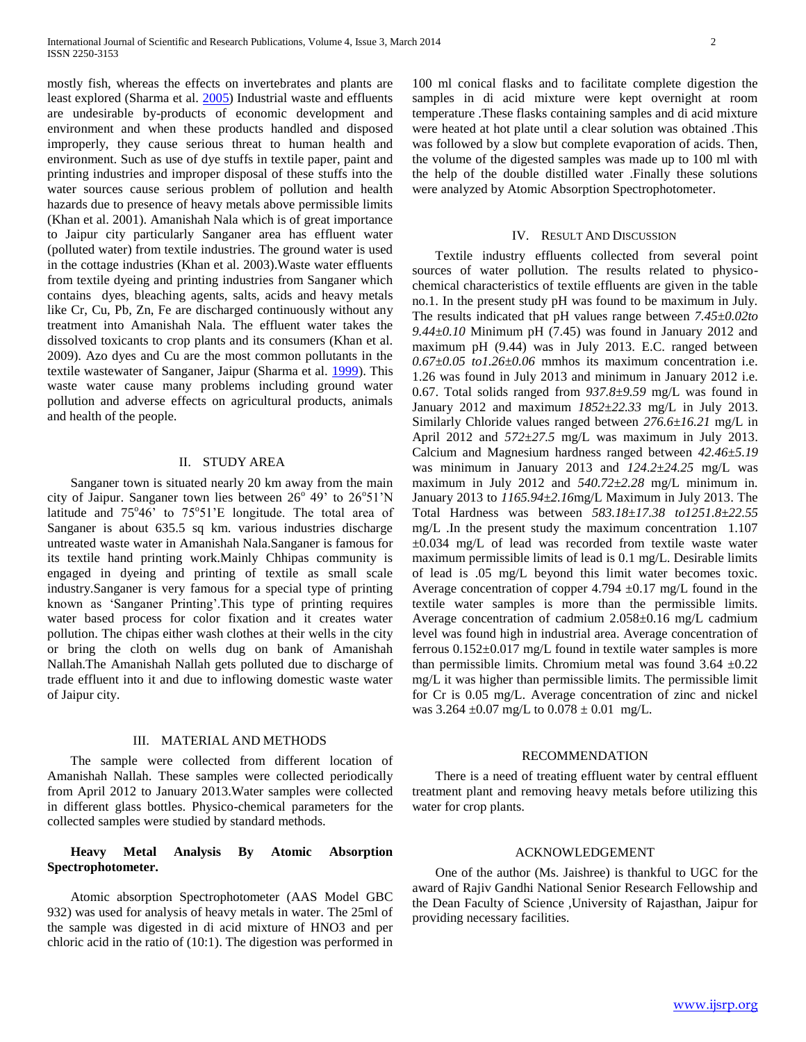mostly fish, whereas the effects on invertebrates and plants are least explored (Sharma et al. 2005) Industrial waste and effluents are undesirable by-products of economic development and environment and when these products handled and disposed improperly, they cause serious threat to human health and environment. Such as use of dye stuffs in textile paper, paint and printing industries and improper disposal of these stuffs into the water sources cause serious problem of pollution and health hazards due to presence of heavy metals above permissible limits (Khan et al. 2001). Amanishah Nala which is of great importance to Jaipur city particularly Sanganer area has effluent water (polluted water) from textile industries. The ground water is used in the cottage industries (Khan et al. 2003).Waste water effluents from textile dyeing and printing industries from Sanganer which contains dyes, bleaching agents, salts, acids and heavy metals like Cr, Cu, Pb, Zn, Fe are discharged continuously without any treatment into Amanishah Nala. The effluent water takes the dissolved toxicants to crop plants and its consumers (Khan et al. 2009). Azo dyes and Cu are the most common pollutants in the textile wastewater of Sanganer, Jaipur (Sharma et al. 1999). This waste water cause many problems including ground water pollution and adverse effects on agricultural products, animals and health of the people.

## II. STUDY AREA

Sanganer town is situated nearly 20 km away from the main city of Jaipur. Sanganer town lies between 26$^{o}$ 49' to 26$^{o}$51'N latitude and 75$^{o}$46' to 75$^{o}$51'E longitude. The total area of Sanganer is about 635.5 sq km. various industries discharge untreated waste water in Amanishah Nala.Sanganer is famous for its textile hand printing work.Mainly Chhipas community is engaged in dyeing and printing of textile as small scale industry.Sanganer is very famous for a special type of printing known as 'Sanganer Printing'.This type of printing requires water based process for color fixation and it creates water pollution. The chipas either wash clothes at their wells in the city or bring the cloth on wells dug on bank of Amanishah Nallah.The Amanishah Nallah gets polluted due to discharge of trade effluent into it and due to inflowing domestic waste water of Jaipur city.

## III. MATERIAL AND METHODS

The sample were collected from different location of Amanishah Nallah. These samples were collected periodically from April 2012 to January 2013.Water samples were collected in different glass bottles. Physico-chemical parameters for the collected samples were studied by standard methods.

**Heavy Metal Analysis By Atomic Absorption Spectrophotometer.**

Atomic absorption Spectrophotometer (AAS Model GBC 932) was used for analysis of heavy metals in water. The 25ml of the sample was digested in di acid mixture of HNO3 and per chloric acid in the ratio of (10:1). The digestion was performed in 100 ml conical flasks and to facilitate complete digestion the samples in di acid mixture were kept overnight at room temperature .These flasks containing samples and di acid mixture were heated at hot plate until a clear solution was obtained .This was followed by a slow but complete evaporation of acids. Then, the volume of the digested samples was made up to 100 ml with the help of the double distilled water .Finally these solutions were analyzed by Atomic Absorption Spectrophotometer.

## IV. RESULT AND DISCUSSION

Textile industry effluents collected from several point sources of water pollution. The results related to physico-chemical characteristics of textile effluents are given in the table no.1. In the present study pH was found to be maximum in July. The results indicated that pH values range between *7.45±0.02to 9.44±0.10* Minimum pH (7.45) was found in January 2012 and maximum pH (9.44) was in July 2013. E.C. ranged between *0.67±0.05 to1.26±0.06* mmhos its maximum concentration i.e. 1.26 was found in July 2013 and minimum in January 2012 i.e. 0.67. Total solids ranged from *937.8±9.59* mg/L was found in January 2012 and maximum *1852±22.33* mg/L in July 2013. Similarly Chloride values ranged between *276.6±16.21* mg/L in April 2012 and *572±27.5* mg/L was maximum in July 2013. Calcium and Magnesium hardness ranged between *42.46±5.19* was minimum in January 2013 and *124.2±24.25* mg/L was maximum in July 2012 and *540.72±2.28* mg/L minimum in. January 2013 to *1165.94±2.16*mg/L Maximum in July 2013. The Total Hardness was between *583.18±17.38 to1251.8±22.55* mg/L .In the present study the maximum concentration 1.107 ±0.034 mg/L of lead was recorded from textile waste water maximum permissible limits of lead is 0.1 mg/L. Desirable limits of lead is .05 mg/L beyond this limit water becomes toxic. Average concentration of copper 4.794 ±0.17 mg/L found in the textile water samples is more than the permissible limits. Average concentration of cadmium 2.058±0.16 mg/L cadmium level was found high in industrial area. Average concentration of ferrous 0.152±0.017 mg/L found in textile water samples is more than permissible limits. Chromium metal was found 3.64 ±0.22 mg/L it was higher than permissible limits. The permissible limit for Cr is 0.05 mg/L. Average concentration of zinc and nickel was 3.264 ±0.07 mg/L to 0.078 ± 0.01 mg/L.

## RECOMMENDATION

There is a need of treating effluent water by central effluent treatment plant and removing heavy metals before utilizing this water for crop plants.

## ACKNOWLEDGEMENT

One of the author (Ms. Jaishree) is thankful to UGC for the award of Rajiv Gandhi National Senior Research Fellowship and the Dean Faculty of Science ,University of Rajasthan, Jaipur for providing necessary facilities.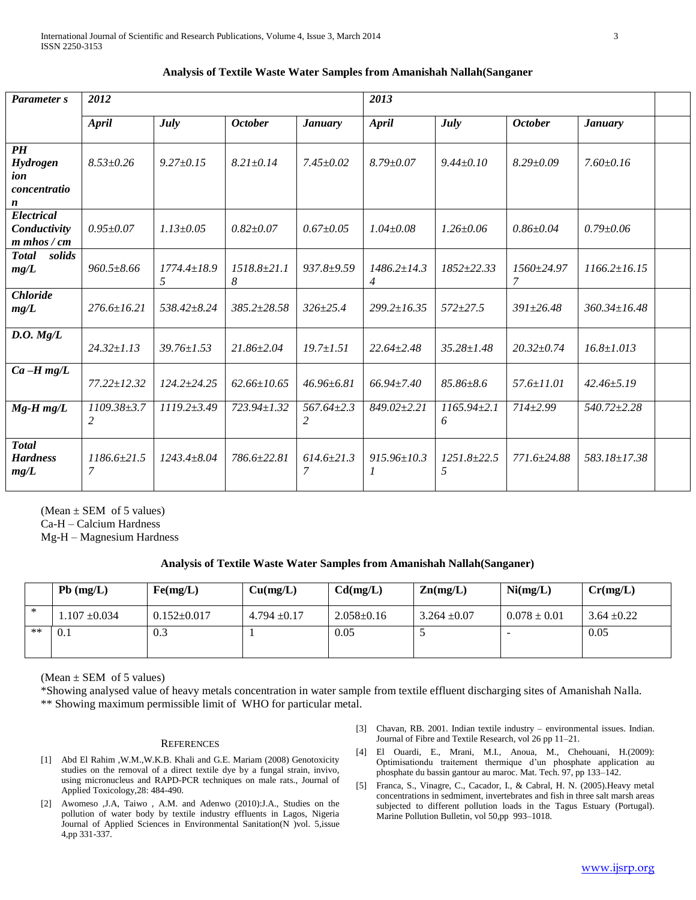**Analysis of Textile Waste Water Samples from Amanishah Nallah(Sanganer**

| *Parameter s* | *2012* | | | | *2013* | | | |
|---|---|---|---|---|---|---|---|---|
| | *April* | *July* | *October* | *January* | *April* | *July* | *October* | *January* |
| *PH Hydrogen ion concentration* | *8.53±0.26* | *9.27±0.15* | *8.21±0.14* | *7.45±0.02* | *8.79±0.07* | *9.44±0.10* | *8.29±0.09* | *7.60±0.16* |
| *Electrical Conductivity m mhos / cm* | *0.95±0.07* | *1.13±0.05* | *0.82±0.07* | *0.67±0.05* | *1.04±0.08* | *1.26±0.06* | *0.86±0.04* | *0.79±0.06* |
| *Total solids mg/L* | *960.5±8.66* | *1774.4±18.95* | *1518.8±21.18* | *937.8±9.59* | *1486.2±14.34* | *1852±22.33* | *1560±24.977* | *1166.2±16.15* |
| *Chloride mg/L* | *276.6±16.21* | *538.42±8.24* | *385.2±28.58* | *326±25.4* | *299.2±16.35* | *572±27.5* | *391±26.48* | *360.34±16.48* |
| *D.O. Mg/L* | *24.32±1.13* | *39.76±1.53* | *21.86±2.04* | *19.7±1.51* | *22.64±2.48* | *35.28±1.48* | *20.32±0.74* | *16.8±1.013* |
| *Ca –H mg/L* | *77.22±12.32* | *124.2±24.25* | *62.66±10.65* | *46.96±6.81* | *66.94±7.40* | *85.86±8.6* | *57.6±11.01* | *42.46±5.19* |
| *Mg-H mg/L* | *1109.38±3.72* | *1119.2±3.49* | *723.94±1.32* | *567.64±2.32* | *849.02±2.21* | *1165.94±2.16* | *714±2.99* | *540.72±2.28* |
| *Total Hardness mg/L* | *1186.6±21.57* | *1243.4±8.04* | *786.6±22.81* | *614.6±21.37* | *915.96±10.31* | *1251.8±22.55* | *771.6±24.88* | *583.18±17.38* |

(Mean ± SEM of 5 values)
Ca-H – Calcium Hardness
Mg-H – Magnesium Hardness

**Analysis of Textile Waste Water Samples from Amanishah Nallah(Sanganer)**

| | **Pb (mg/L)** | **Fe(mg/L)** | **Cu(mg/L)** | **Cd(mg/L)** | **Zn(mg/L)** | **Ni(mg/L)** | **Cr(mg/L)** |
|---|---|---|---|---|---|---|---|
| * | 1.107 ±0.034 | 0.152±0.017 | 4.794 ±0.17 | 2.058±0.16 | 3.264 ±0.07 | 0.078 ± 0.01 | 3.64 ±0.22 |
| ** | 0.1 | 0.3 | 1 | 0.05 | 5 | - | 0.05 |

(Mean ± SEM of 5 values)
*Showing analysed value of heavy metals concentration in water sample from textile effluent discharging sites of Amanishah Nalla.
** Showing maximum permissible limit of WHO for particular metal.

## REFERENCES

[1] Abd El Rahim ,W.M.,W.K.B. Khali and G.E. Mariam (2008) Genotoxicity studies on the removal of a direct textile dye by a fungal strain, invivo, using micronucleus and RAPD-PCR techniques on male rats., Journal of Applied Toxicology,28: 484-490.

[2] Awomeso ,J.A, Taiwo , A.M. and Adenwo (2010):J.A., Studies on the pollution of water body by textile industry effluents in Lagos, Nigeria Journal of Applied Sciences in Environmental Sanitation(N )vol. 5,issue 4,pp 331-337.

[3] Chavan, RB. 2001. Indian textile industry – environmental issues. Indian. Journal of Fibre and Textile Research, vol 26 pp 11–21.

[4] El Ouardi, E., Mrani, M.I., Anoua, M., Chehouani, H.(2009): Optimisationdu traitement thermique d'un phosphate application au phosphate du bassin gantour au maroc. Mat. Tech. 97, pp 133–142.

[5] Franca, S., Vinagre, C., Cacador, I., & Cabral, H. N. (2005).Heavy metal concentrations in sedmiment, invertebrates and fish in three salt marsh areas subjected to different pollution loads in the Tagus Estuary (Portugal). Marine Pollution Bulletin, vol 50,pp 993–1018.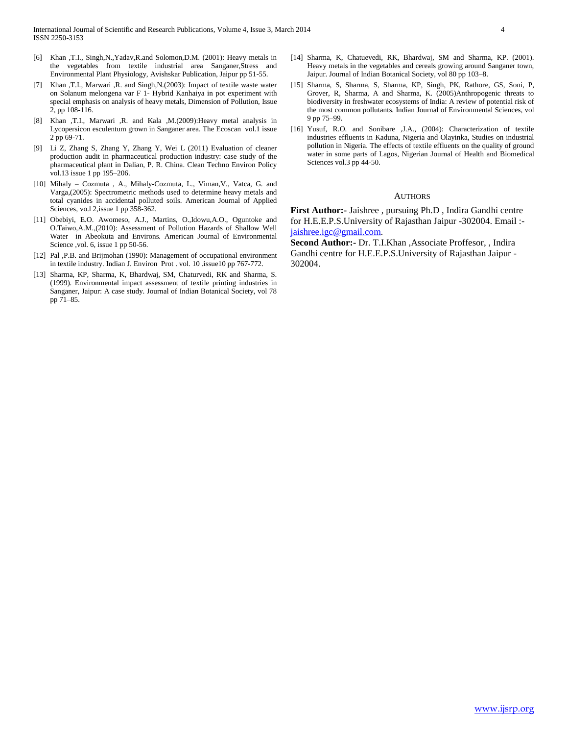[6] Khan ,T.I., Singh,N.,Yadav,R.and Solomon,D.M. (2001): Heavy metals in the vegetables from textile industrial area Sanganer,Stress and Environmental Plant Physiology, Avishskar Publication, Jaipur pp 51-55.

[7] Khan ,T.I., Marwari ,R. and Singh,N.(2003): Impact of textile waste water on Solanum melongena var F 1- Hybrid Kanhaiya in pot experiment with special emphasis on analysis of heavy metals, Dimension of Pollution, Issue 2, pp 108-116.

[8] Khan ,T.I., Marwari ,R. and Kala ,M.(2009):Heavy metal analysis in Lycopersicon esculentum grown in Sanganer area. The Ecoscan vol.1 issue 2 pp 69-71.

[9] Li Z, Zhang S, Zhang Y, Zhang Y, Wei L (2011) Evaluation of cleaner production audit in pharmaceutical production industry: case study of the pharmaceutical plant in Dalian, P. R. China. Clean Techno Environ Policy vol.13 issue 1 pp 195–206.

[10] Mihaly – Cozmuta , A., Mihaly-Cozmuta, L., Viman,V., Vatca, G. and Varga,(2005): Spectrometric methods used to determine heavy metals and total cyanides in accidental polluted soils. American Journal of Applied Sciences, vo.l 2,issue 1 pp 358-362.

[11] Obebiyi, E.O. Awomeso, A.J., Martins, O.,Idowu,A.O., Oguntoke and O.Taiwo,A.M.,(2010): Assessment of Pollution Hazards of Shallow Well Water in Abeokuta and Environs. American Journal of Environmental Science ,vol. 6, issue 1 pp 50-56.

[12] Pal ,P.B. and Brijmohan (1990): Management of occupational environment in textile industry. Indian J. Environ Prot . vol. 10 .issue10 pp 767-772.

[13] Sharma, KP, Sharma, K, Bhardwaj, SM, Chaturvedi, RK and Sharma, S. (1999). Environmental impact assessment of textile printing industries in Sanganer, Jaipur: A case study. Journal of Indian Botanical Society, vol 78 pp 71–85.

[14] Sharma, K, Chatuevedi, RK, Bhardwaj, SM and Sharma, KP. (2001). Heavy metals in the vegetables and cereals growing around Sanganer town, Jaipur. Journal of Indian Botanical Society, vol 80 pp 103–8.

[15] Sharma, S, Sharma, S, Sharma, KP, Singh, PK, Rathore, GS, Soni, P, Grover, R, Sharma, A and Sharma, K. (2005)Anthropogenic threats to biodiversity in freshwater ecosystems of India: A review of potential risk of the most common pollutants. Indian Journal of Environmental Sciences, vol 9 pp 75–99.

[16] Yusuf, R.O. and Sonibare ,J.A., (2004): Characterization of textile industries effluents in Kaduna, Nigeria and Olayinka, Studies on industrial pollution in Nigeria. The effects of textile effluents on the quality of ground water in some parts of Lagos, Nigerian Journal of Health and Biomedical Sciences vol.3 pp 44-50.

## AUTHORS

**First Author:-** Jaishree , pursuing Ph.D , Indira Gandhi centre for H.E.E.P.S.University of Rajasthan Jaipur -302004. Email :- jaishree.igc@gmail.com.

**Second Author:-** Dr. T.I.Khan ,Associate Proffesor, , Indira Gandhi centre for H.E.E.P.S.University of Rajasthan Jaipur -302004.